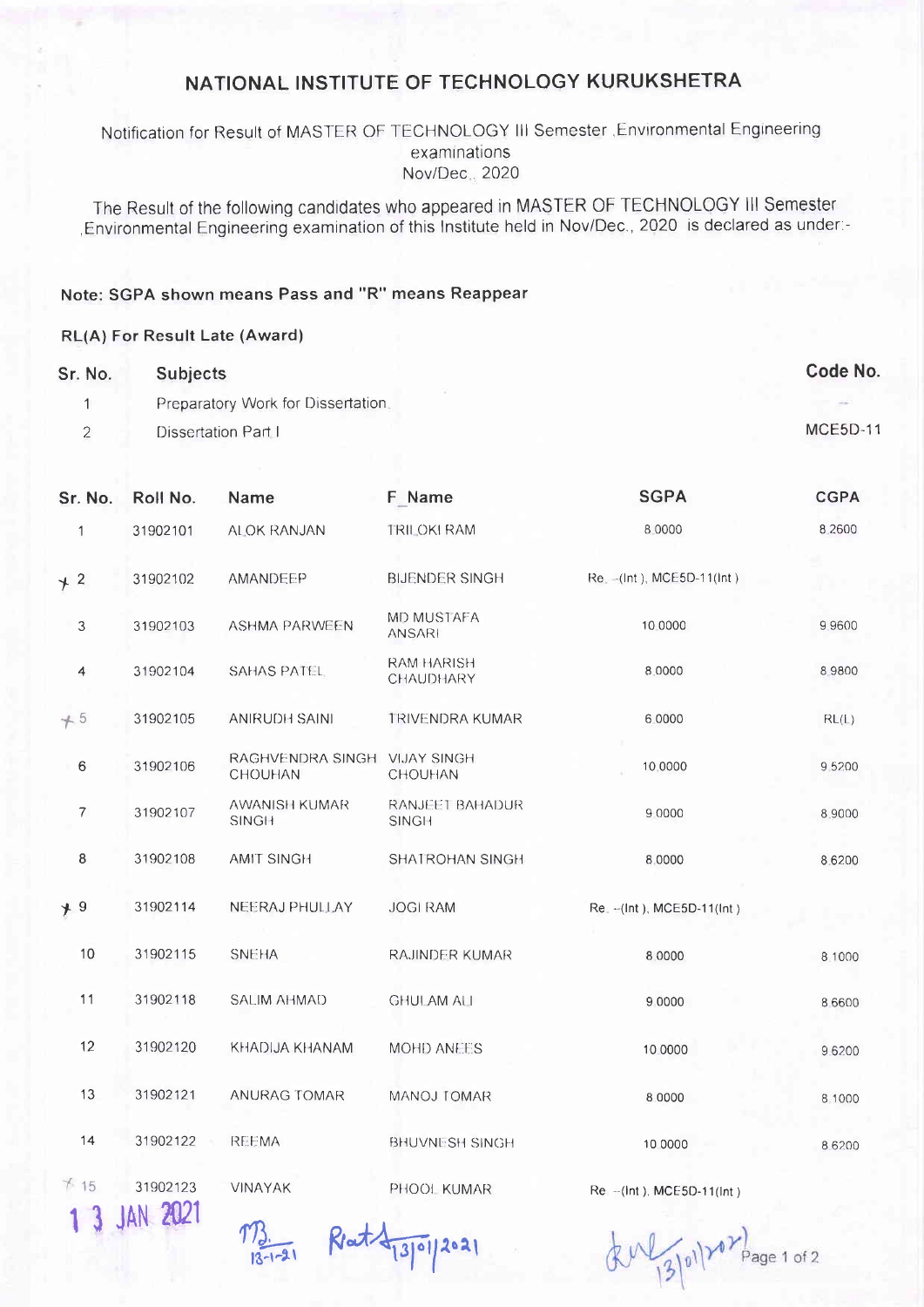# NATIONAL INSTITUTE OF TECHNOLOGY KURUKSHETRA

Notification for Result of MASTER OF TECHNOLOGY III Semester ,Environmental Engineering examinations
Nov/Dec., 2020

The Result of the following candidates who appeared in MASTER OF TECHNOLOGY III Semester ,Environmental Engineering examination of this Institute held in Nov/Dec., 2020 is declared as under:-

**Note: SGPA shown means Pass and "R" means Reappear**

**RL(A) For Result Late (Award)**

| Sr. No. | Subjects | Code No. |
|---|---|---|
| 1 | Preparatory Work for Dissertation. | -- |
| 2 | Dissertation Part I | MCE5D-11 |

| Sr. No. | Roll No. | Name | F_Name | SGPA | CGPA |
|---|---|---|---|---|---|
| 1 | 31902101 | ALOK RANJAN | TRILOKI RAM | 8.0000 | 8.2600 |
| 2 | 31902102 | AMANDEEP | BIJENDER SINGH | Re. --(Int ), MCE5D-11(Int ) | |
| 3 | 31902103 | ASHMA PARWEEN | MD MUSTAFA ANSARI | 10.0000 | 9.9600 |
| 4 | 31902104 | SAHAS PATEL | RAM HARISH CHAUDHARY | 8.0000 | 8.9800 |
| 5 | 31902105 | ANIRUDH SAINI | TRIVENDRA KUMAR | 6.0000 | RL(L) |
| 6 | 31902106 | RAGHVENDRA SINGH CHOUHAN | VIJAY SINGH CHOUHAN | 10.0000 | 9.5200 |
| 7 | 31902107 | AWANISH KUMAR SINGH | RANJEET BAHADUR SINGH | 9.0000 | 8.9000 |
| 8 | 31902108 | AMIT SINGH | SHATROHAN SINGH | 8.0000 | 8.6200 |
| 9 | 31902114 | NEERAJ PHULLAY | JOGI RAM | Re. --(Int ), MCE5D-11(Int ) | |
| 10 | 31902115 | SNEHA | RAJINDER KUMAR | 8.0000 | 8.1000 |
| 11 | 31902118 | SALIM AHMAD | GHULAM ALI | 9.0000 | 8.6600 |
| 12 | 31902120 | KHADIJA KHANAM | MOHD ANEES | 10.0000 | 9.6200 |
| 13 | 31902121 | ANURAG TOMAR | MANOJ TOMAR | 8.0000 | 8.1000 |
| 14 | 31902122 | REEMA | BHUVNESH SINGH | 10.0000 | 8.6200 |
| 15 | 31902123 | VINAYAK | PHOOL KUMAR | Re. --(Int ), MCE5D-11(Int ) | |

13 JAN 2021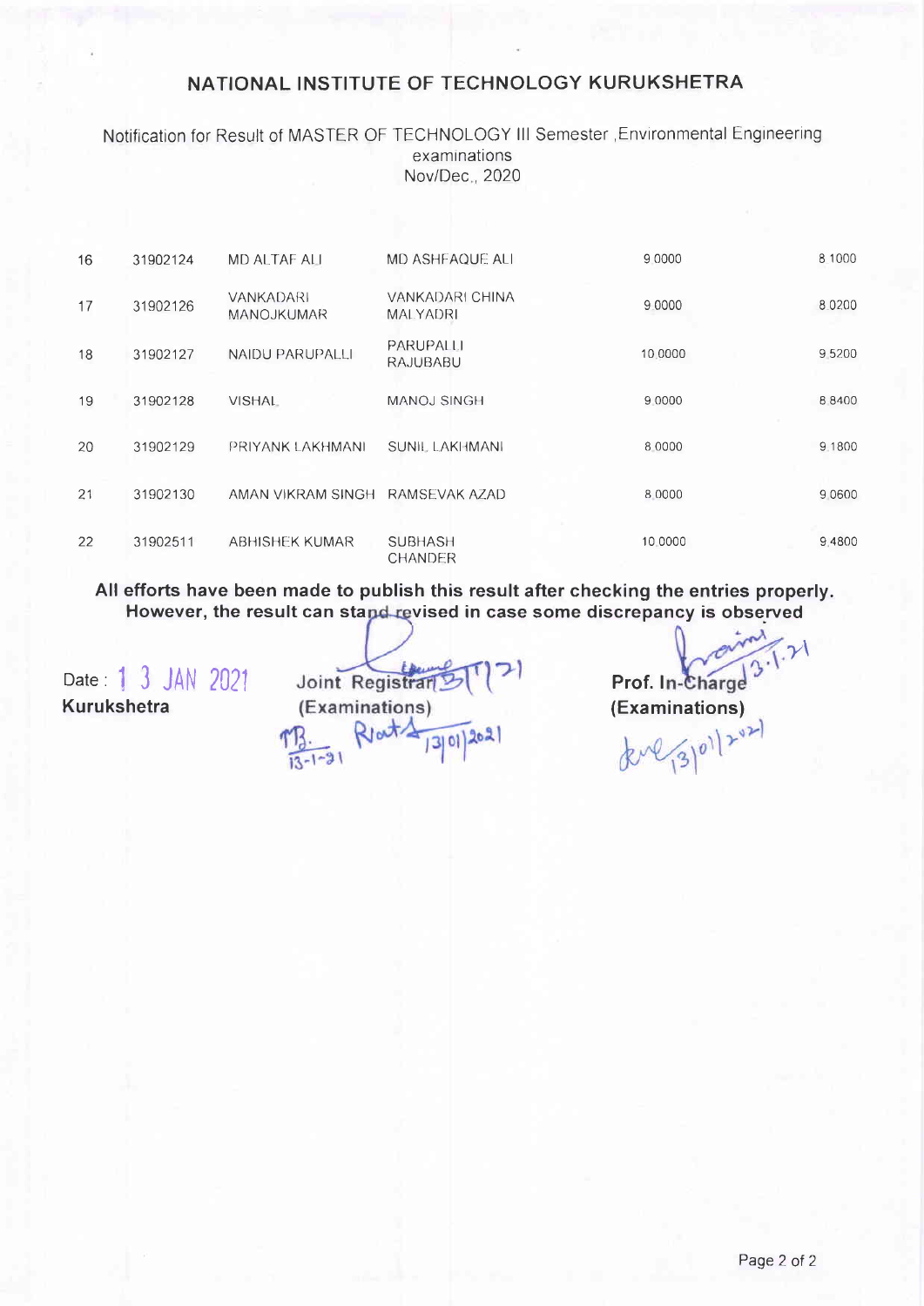# NATIONAL INSTITUTE OF TECHNOLOGY KURUKSHETRA

Notification for Result of MASTER OF TECHNOLOGY III Semester ,Environmental Engineering examinations Nov/Dec., 2020

| | | | | | |
|---|---|---|---|---|---|
| 16 | 31902124 | MD ALTAF ALI | MD ASHFAQUE ALI | 9.0000 | 8.1000 |
| 17 | 31902126 | VANKADARI MANOJKUMAR | VANKADARI CHINA MALYADRI | 9.0000 | 8.0200 |
| 18 | 31902127 | NAIDU PARUPALLI | PARUPALLI RAJUBABU | 10.0000 | 9.5200 |
| 19 | 31902128 | VISHAL | MANOJ SINGH | 9.0000 | 8.8400 |
| 20 | 31902129 | PRIYANK LAKHMANI | SUNIL LAKHMANI | 8.0000 | 9.1800 |
| 21 | 31902130 | AMAN VIKRAM SINGH | RAMSEVAK AZAD | 8.0000 | 9.0600 |
| 22 | 31902511 | ABHISHEK KUMAR | SUBHASH CHANDER | 10.0000 | 9.4800 |

**All efforts have been made to publish this result after checking the entries properly. However, the result can stand revised in case some discrepancy is observed**

Date : 13 JAN 2021
**Kurukshetra**

**Joint Registrar (Examinations)**

**Prof. In-Charge (Examinations)**